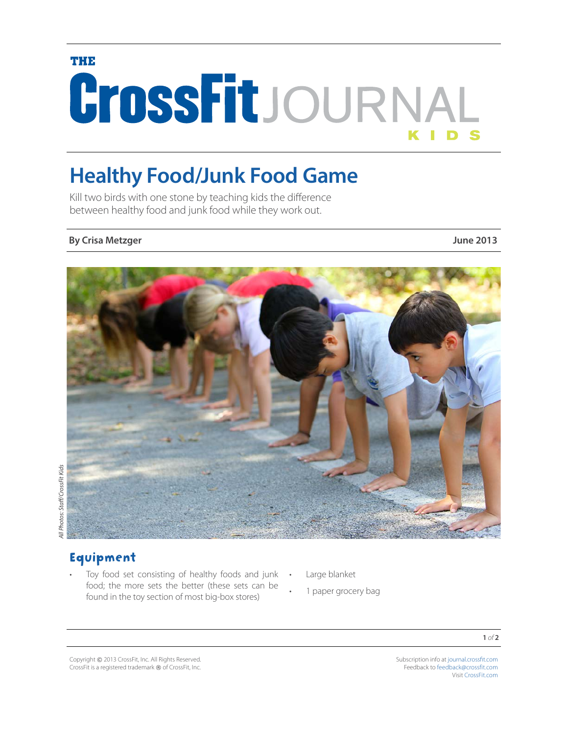THE

# CrossFit JOURNAL

KIDS

## Healthy Food/Junk Food Game

Kill two birds with one stone by teaching kids the difference between healthy food and junk food while they work out.

**By Crisa Metzger** **June 2013**

*All Photos: Staff/CrossFit Kids*

### Equipment

- Toy food set consisting of healthy foods and junk food; the more sets the better (these sets can be found in the toy section of most big-box stores)
- Large blanket
- 1 paper grocery bag

Copyright © 2013 CrossFit, Inc. All Rights Reserved.
CrossFit is a registered trademark ® of CrossFit, Inc.

Subscription info at journal.crossfit.com
Feedback to feedback@crossfit.com
Visit CrossFit.com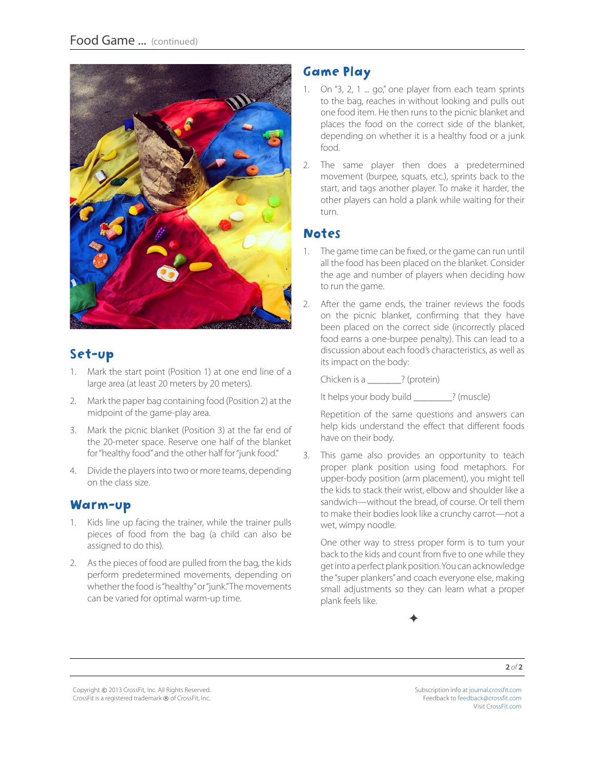## Set-up

1. Mark the start point (Position 1) at one end line of a large area (at least 20 meters by 20 meters).
2. Mark the paper bag containing food (Position 2) at the midpoint of the game-play area.
3. Mark the picnic blanket (Position 3) at the far end of the 20-meter space. Reserve one half of the blanket for "healthy food" and the other half for "junk food."
4. Divide the players into two or more teams, depending on the class size.

## Warm-up

1. Kids line up facing the trainer, while the trainer pulls pieces of food from the bag (a child can also be assigned to do this).
2. As the pieces of food are pulled from the bag, the kids perform predetermined movements, depending on whether the food is "healthy" or "junk." The movements can be varied for optimal warm-up time.

## Game Play

1. On "3, 2, 1 ... go," one player from each team sprints to the bag, reaches in without looking and pulls out one food item. He then runs to the picnic blanket and places the food on the correct side of the blanket, depending on whether it is a healthy food or a junk food.
2. The same player then does a predetermined movement (burpee, squats, etc.), sprints back to the start, and tags another player. To make it harder, the other players can hold a plank while waiting for their turn.

## Notes

1. The game time can be fixed, or the game can run until all the food has been placed on the blanket. Consider the age and number of players when deciding how to run the game.
2. After the game ends, the trainer reviews the foods on the picnic blanket, confirming that they have been placed on the correct side (incorrectly placed food earns a one-burpee penalty). This can lead to a discussion about each food's characteristics, as well as its impact on the body:

   Chicken is a _______? (protein)

   It helps your body build ________? (muscle)

   Repetition of the same questions and answers can help kids understand the effect that different foods have on their body.
3. This game also provides an opportunity to teach proper plank position using food metaphors. For upper-body position (arm placement), you might tell the kids to stack their wrist, elbow and shoulder like a sandwich—without the bread, of course. Or tell them to make their bodies look like a crunchy carrot—not a wet, wimpy noodle.

   One other way to stress proper form is to turn your back to the kids and count from five to one while they get into a perfect plank position. You can acknowledge the "super plankers" and coach everyone else, making small adjustments so they can learn what a proper plank feels like.

✦